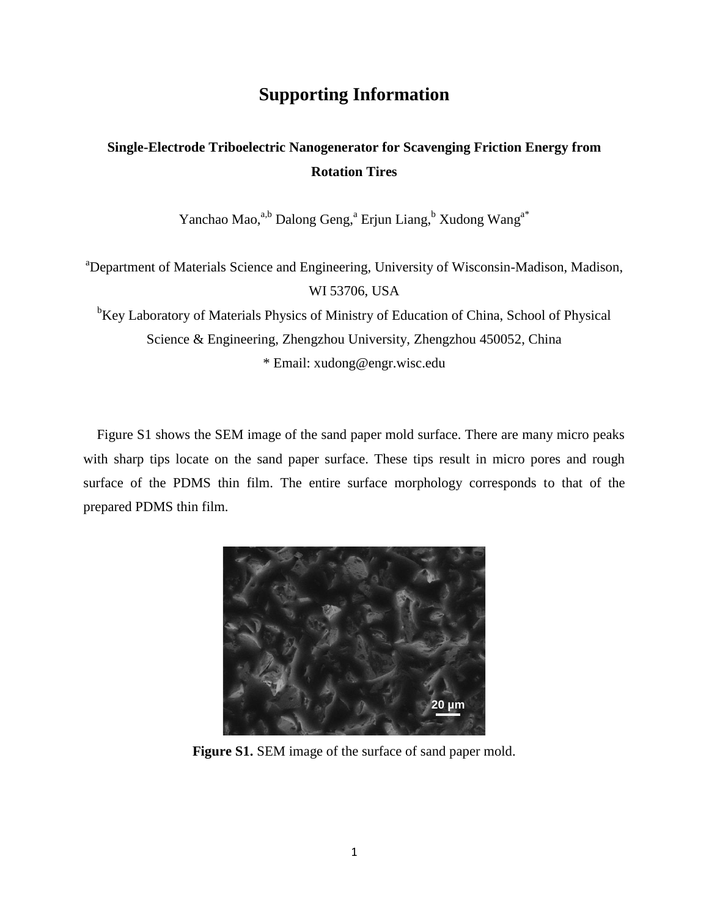# Supporting Information

## Single-Electrode Triboelectric Nanogenerator for Scavenging Friction Energy from Rotation Tires

Yanchao Mao,[a,b] Dalong Geng,[a] Erjun Liang,[b] Xudong Wang[a*]

[a]Department of Materials Science and Engineering, University of Wisconsin-Madison, Madison, WI 53706, USA

[b]Key Laboratory of Materials Physics of Ministry of Education of China, School of Physical Science & Engineering, Zhengzhou University, Zhengzhou 450052, China

* Email: xudong@engr.wisc.edu

Figure S1 shows the SEM image of the sand paper mold surface. There are many micro peaks with sharp tips locate on the sand paper surface. These tips result in micro pores and rough surface of the PDMS thin film. The entire surface morphology corresponds to that of the prepared PDMS thin film.

**Figure S1.** SEM image of the surface of sand paper mold.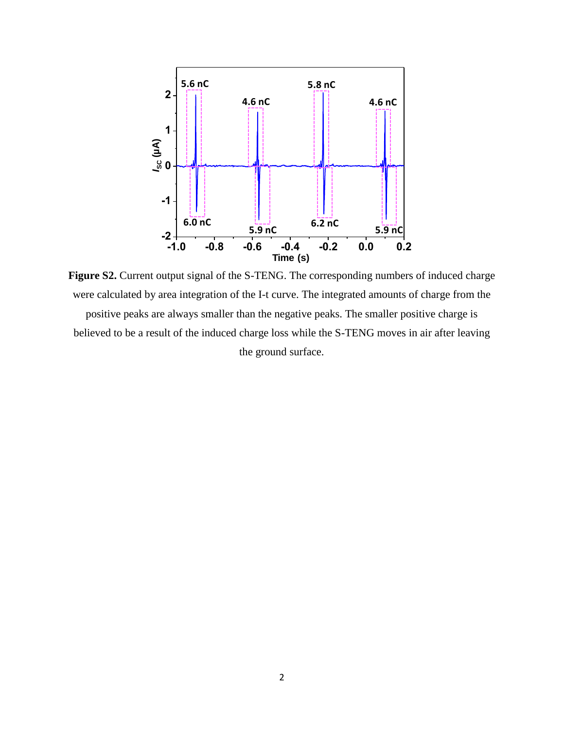**Figure S2.** Current output signal of the S-TENG. The corresponding numbers of induced charge were calculated by area integration of the I-t curve. The integrated amounts of charge from the positive peaks are always smaller than the negative peaks. The smaller positive charge is believed to be a result of the induced charge loss while the S-TENG moves in air after leaving the ground surface.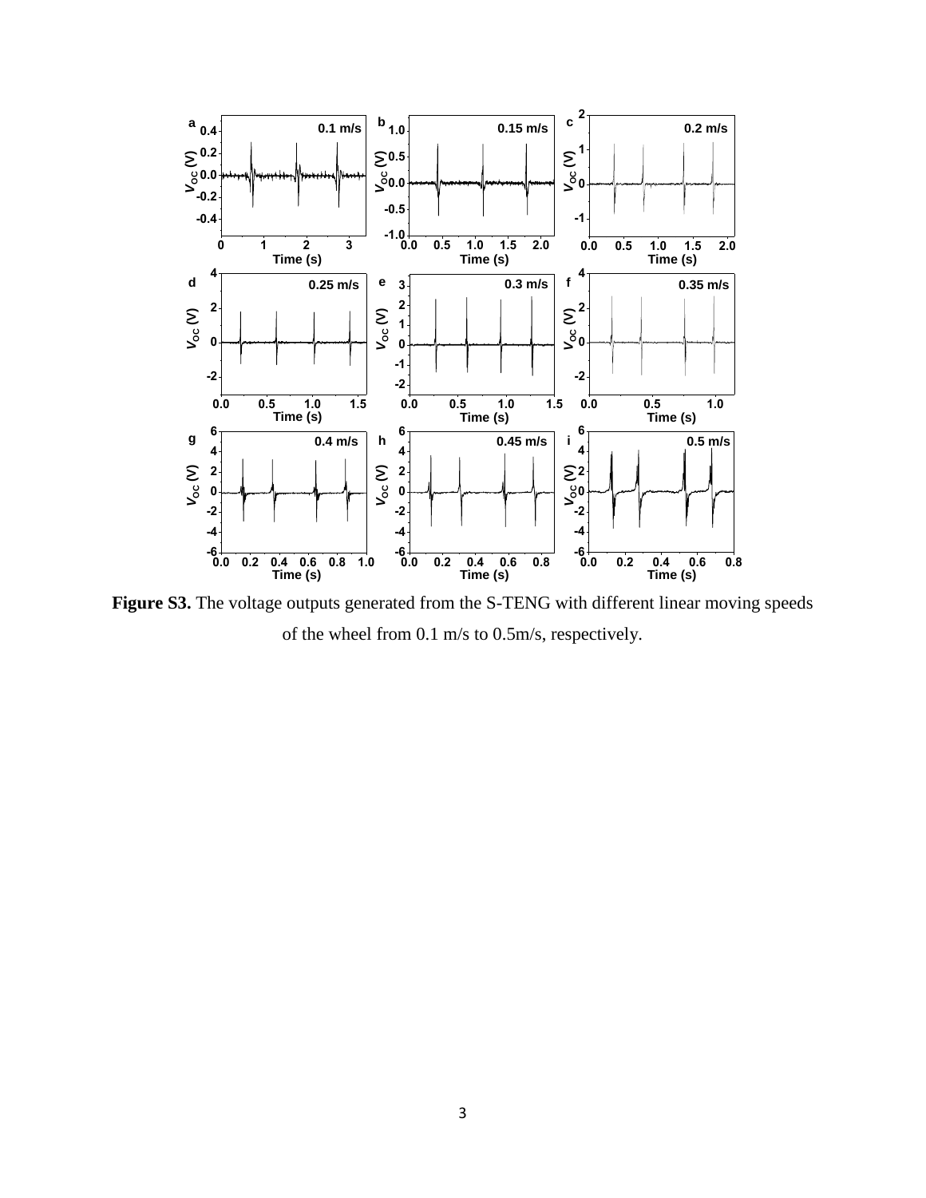**Figure S3.** The voltage outputs generated from the S-TENG with different linear moving speeds of the wheel from 0.1 m/s to 0.5m/s, respectively.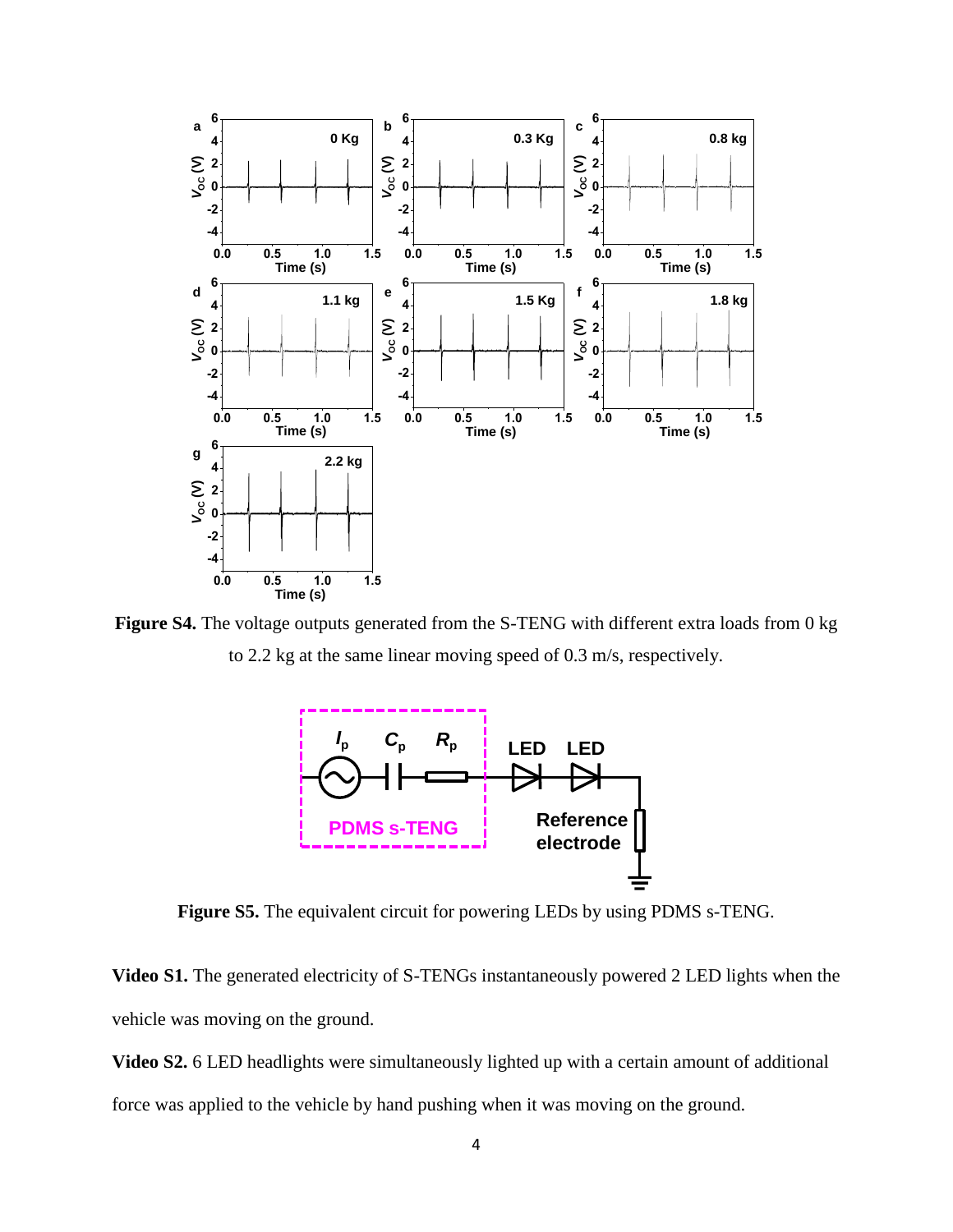a
6
4
2
0
-2
-4
$V_{oc}$ (V)
0.0 0.5 1.0 1.5
Time (s)
0 Kg

b
6
4
2
0
-2
-4
$V_{oc}$ (V)
0.0 0.5 1.0 1.5
Time (s)
0.3 Kg

c
6
4
2
0
-2
-4
$V_{oc}$ (V)
0.0 0.5 1.0 1.5
Time (s)
0.8 kg

d
6
4
2
0
-2
-4
$V_{oc}$ (V)
0.0 0.5 1.0 1.5
Time (s)
1.1 kg

e
6
4
2
0
-2
-4
$V_{oc}$ (V)
0.0 0.5 1.0 1.5
Time (s)
1.5 Kg

f
6
4
2
0
-2
-4
$V_{oc}$ (V)
0.0 0.5 1.0 1.5
Time (s)
1.8 kg

g
6
4
2
0
-2
-4
$V_{oc}$ (V)
0.0 0.5 1.0 1.5
Time (s)
2.2 kg

**Figure S4.** The voltage outputs generated from the S-TENG with different extra loads from 0 kg to 2.2 kg at the same linear moving speed of 0.3 m/s, respectively.

$I_p$ $C_p$ $R_p$
PDMS s-TENG
LED LED
Reference electrode

**Figure S5.** The equivalent circuit for powering LEDs by using PDMS s-TENG.

**Video S1.** The generated electricity of S-TENGs instantaneously powered 2 LED lights when the vehicle was moving on the ground.

**Video S2.** 6 LED headlights were simultaneously lighted up with a certain amount of additional force was applied to the vehicle by hand pushing when it was moving on the ground.